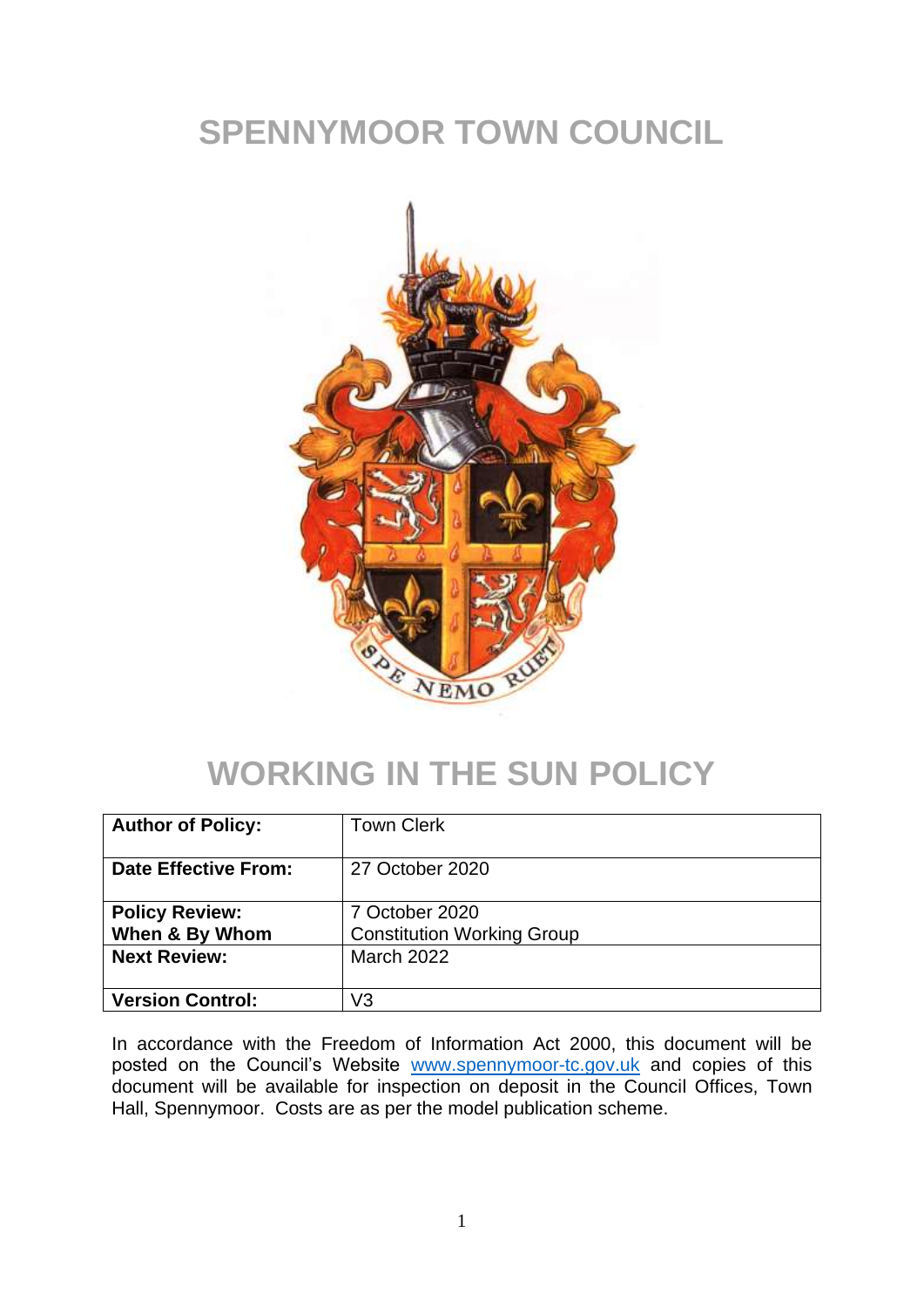# SPENNYMOOR TOWN COUNCIL

# WORKING IN THE SUN POLICY

| **Author of Policy:** | Town Clerk |
|---|---|
| **Date Effective From:** | 27 October 2020 |
| **Policy Review: When & By Whom** | 7 October 2020 Constitution Working Group |
| **Next Review:** | March 2022 |
| **Version Control:** | V3 |

In accordance with the Freedom of Information Act 2000, this document will be posted on the Council's Website [www.spennymoor-tc.gov.uk](http://www.spennymoor-tc.gov.uk) and copies of this document will be available for inspection on deposit in the Council Offices, Town Hall, Spennymoor. Costs are as per the model publication scheme.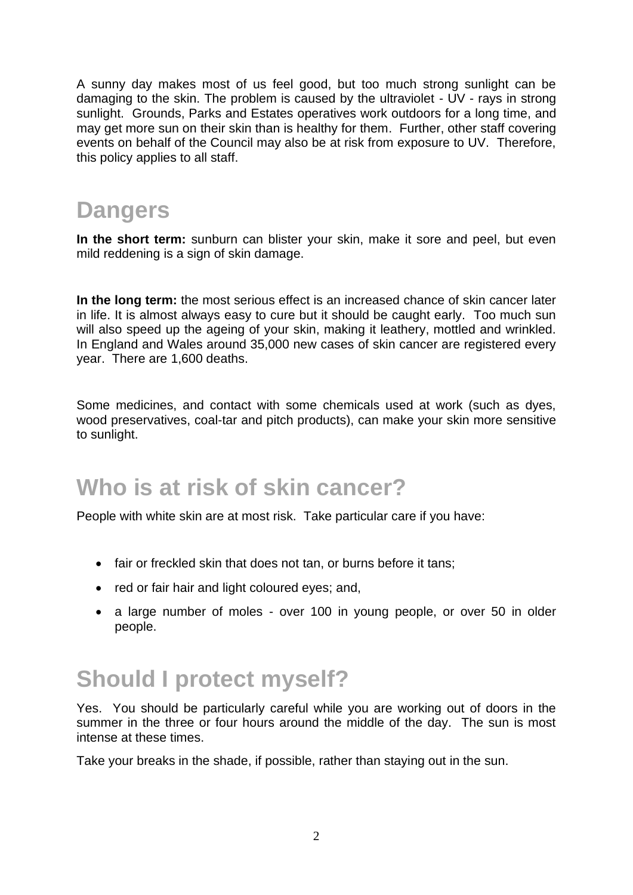A sunny day makes most of us feel good, but too much strong sunlight can be damaging to the skin. The problem is caused by the ultraviolet - UV - rays in strong sunlight. Grounds, Parks and Estates operatives work outdoors for a long time, and may get more sun on their skin than is healthy for them. Further, other staff covering events on behalf of the Council may also be at risk from exposure to UV. Therefore, this policy applies to all staff.

## Dangers

**In the short term:** sunburn can blister your skin, make it sore and peel, but even mild reddening is a sign of skin damage.

**In the long term:** the most serious effect is an increased chance of skin cancer later in life. It is almost always easy to cure but it should be caught early. Too much sun will also speed up the ageing of your skin, making it leathery, mottled and wrinkled. In England and Wales around 35,000 new cases of skin cancer are registered every year. There are 1,600 deaths.

Some medicines, and contact with some chemicals used at work (such as dyes, wood preservatives, coal-tar and pitch products), can make your skin more sensitive to sunlight.

## Who is at risk of skin cancer?

People with white skin are at most risk. Take particular care if you have:

- fair or freckled skin that does not tan, or burns before it tans;
- red or fair hair and light coloured eyes; and,
- a large number of moles - over 100 in young people, or over 50 in older people.

## Should I protect myself?

Yes. You should be particularly careful while you are working out of doors in the summer in the three or four hours around the middle of the day. The sun is most intense at these times.

Take your breaks in the shade, if possible, rather than staying out in the sun.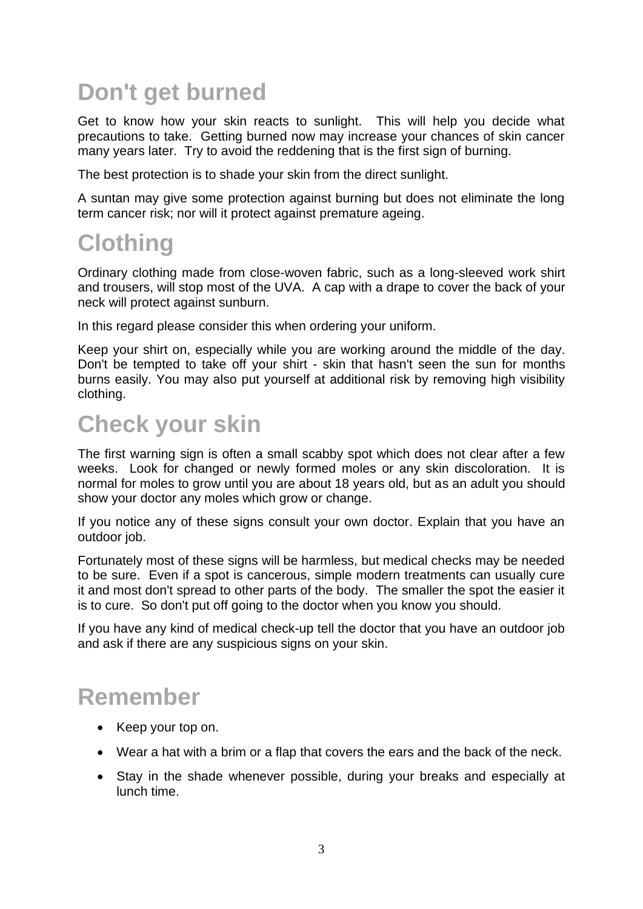## Don't get burned

Get to know how your skin reacts to sunlight. This will help you decide what precautions to take. Getting burned now may increase your chances of skin cancer many years later. Try to avoid the reddening that is the first sign of burning.

The best protection is to shade your skin from the direct sunlight.

A suntan may give some protection against burning but does not eliminate the long term cancer risk; nor will it protect against premature ageing.

## Clothing

Ordinary clothing made from close-woven fabric, such as a long-sleeved work shirt and trousers, will stop most of the UVA. A cap with a drape to cover the back of your neck will protect against sunburn.

In this regard please consider this when ordering your uniform.

Keep your shirt on, especially while you are working around the middle of the day. Don't be tempted to take off your shirt - skin that hasn't seen the sun for months burns easily. You may also put yourself at additional risk by removing high visibility clothing.

## Check your skin

The first warning sign is often a small scabby spot which does not clear after a few weeks. Look for changed or newly formed moles or any skin discoloration. It is normal for moles to grow until you are about 18 years old, but as an adult you should show your doctor any moles which grow or change.

If you notice any of these signs consult your own doctor. Explain that you have an outdoor job.

Fortunately most of these signs will be harmless, but medical checks may be needed to be sure. Even if a spot is cancerous, simple modern treatments can usually cure it and most don't spread to other parts of the body. The smaller the spot the easier it is to cure. So don't put off going to the doctor when you know you should.

If you have any kind of medical check-up tell the doctor that you have an outdoor job and ask if there are any suspicious signs on your skin.

## Remember

- Keep your top on.
- Wear a hat with a brim or a flap that covers the ears and the back of the neck.
- Stay in the shade whenever possible, during your breaks and especially at lunch time.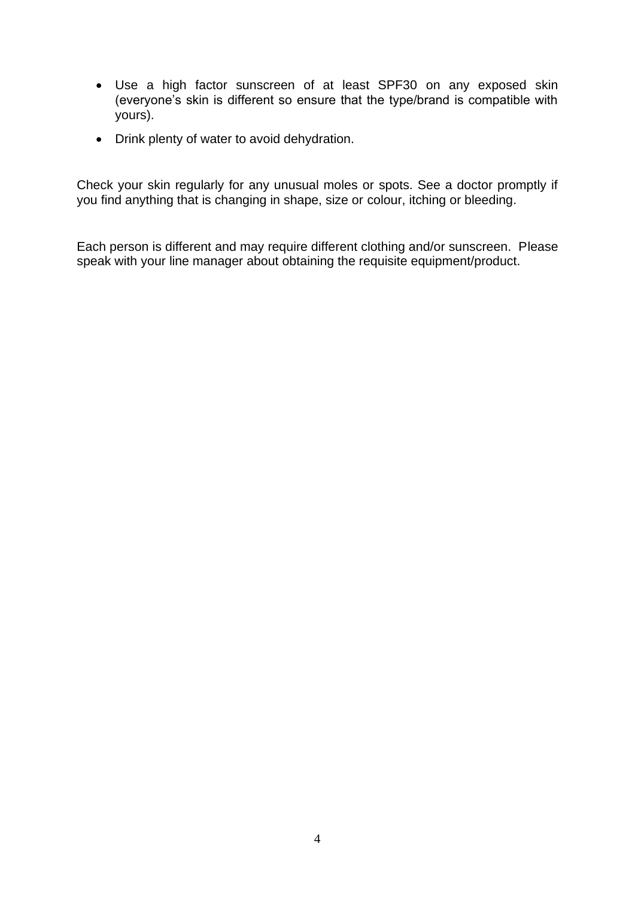- Use a high factor sunscreen of at least SPF30 on any exposed skin (everyone's skin is different so ensure that the type/brand is compatible with yours).
- Drink plenty of water to avoid dehydration.

Check your skin regularly for any unusual moles or spots. See a doctor promptly if you find anything that is changing in shape, size or colour, itching or bleeding.

Each person is different and may require different clothing and/or sunscreen. Please speak with your line manager about obtaining the requisite equipment/product.